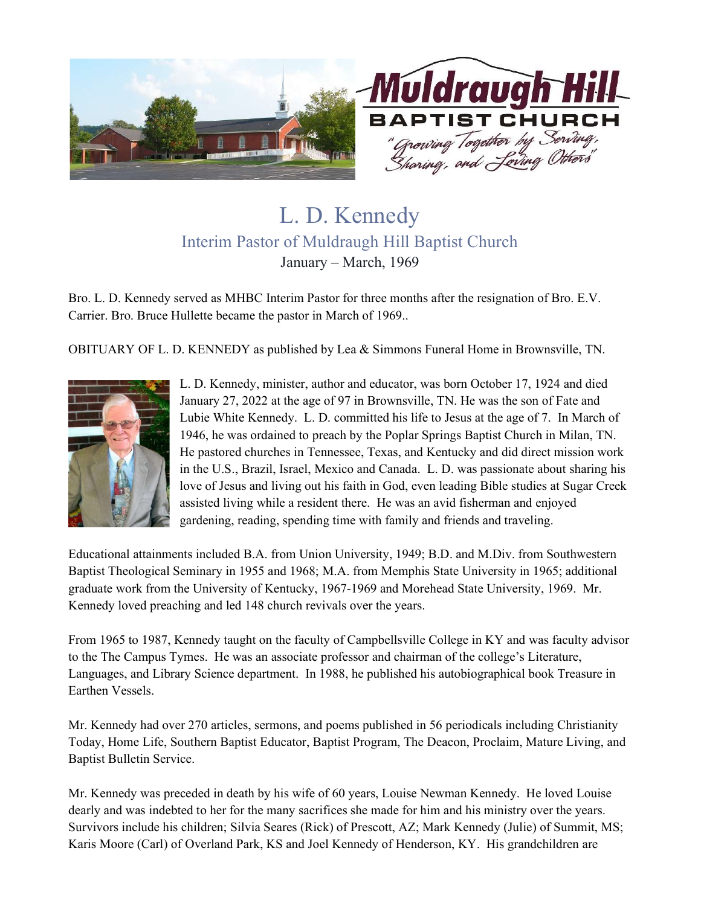Muldraugh Hill BAPTIST CHURCH

"Growing Together by Serving, Sharing, and Loving Others"

# L. D. Kennedy

## Interim Pastor of Muldraugh Hill Baptist Church

January – March, 1969

Bro. L. D. Kennedy served as MHBC Interim Pastor for three months after the resignation of Bro. E.V. Carrier. Bro. Bruce Hullette became the pastor in March of 1969..

OBITUARY OF L. D. KENNEDY as published by Lea & Simmons Funeral Home in Brownsville, TN.

L. D. Kennedy, minister, author and educator, was born October 17, 1924 and died January 27, 2022 at the age of 97 in Brownsville, TN. He was the son of Fate and Lubie White Kennedy. L. D. committed his life to Jesus at the age of 7. In March of 1946, he was ordained to preach by the Poplar Springs Baptist Church in Milan, TN. He pastored churches in Tennessee, Texas, and Kentucky and did direct mission work in the U.S., Brazil, Israel, Mexico and Canada. L. D. was passionate about sharing his love of Jesus and living out his faith in God, even leading Bible studies at Sugar Creek assisted living while a resident there. He was an avid fisherman and enjoyed gardening, reading, spending time with family and friends and traveling.

Educational attainments included B.A. from Union University, 1949; B.D. and M.Div. from Southwestern Baptist Theological Seminary in 1955 and 1968; M.A. from Memphis State University in 1965; additional graduate work from the University of Kentucky, 1967-1969 and Morehead State University, 1969. Mr. Kennedy loved preaching and led 148 church revivals over the years.

From 1965 to 1987, Kennedy taught on the faculty of Campbellsville College in KY and was faculty advisor to the The Campus Tymes. He was an associate professor and chairman of the college's Literature, Languages, and Library Science department. In 1988, he published his autobiographical book Treasure in Earthen Vessels.

Mr. Kennedy had over 270 articles, sermons, and poems published in 56 periodicals including Christianity Today, Home Life, Southern Baptist Educator, Baptist Program, The Deacon, Proclaim, Mature Living, and Baptist Bulletin Service.

Mr. Kennedy was preceded in death by his wife of 60 years, Louise Newman Kennedy. He loved Louise dearly and was indebted to her for the many sacrifices she made for him and his ministry over the years. Survivors include his children; Silvia Seares (Rick) of Prescott, AZ; Mark Kennedy (Julie) of Summit, MS; Karis Moore (Carl) of Overland Park, KS and Joel Kennedy of Henderson, KY. His grandchildren are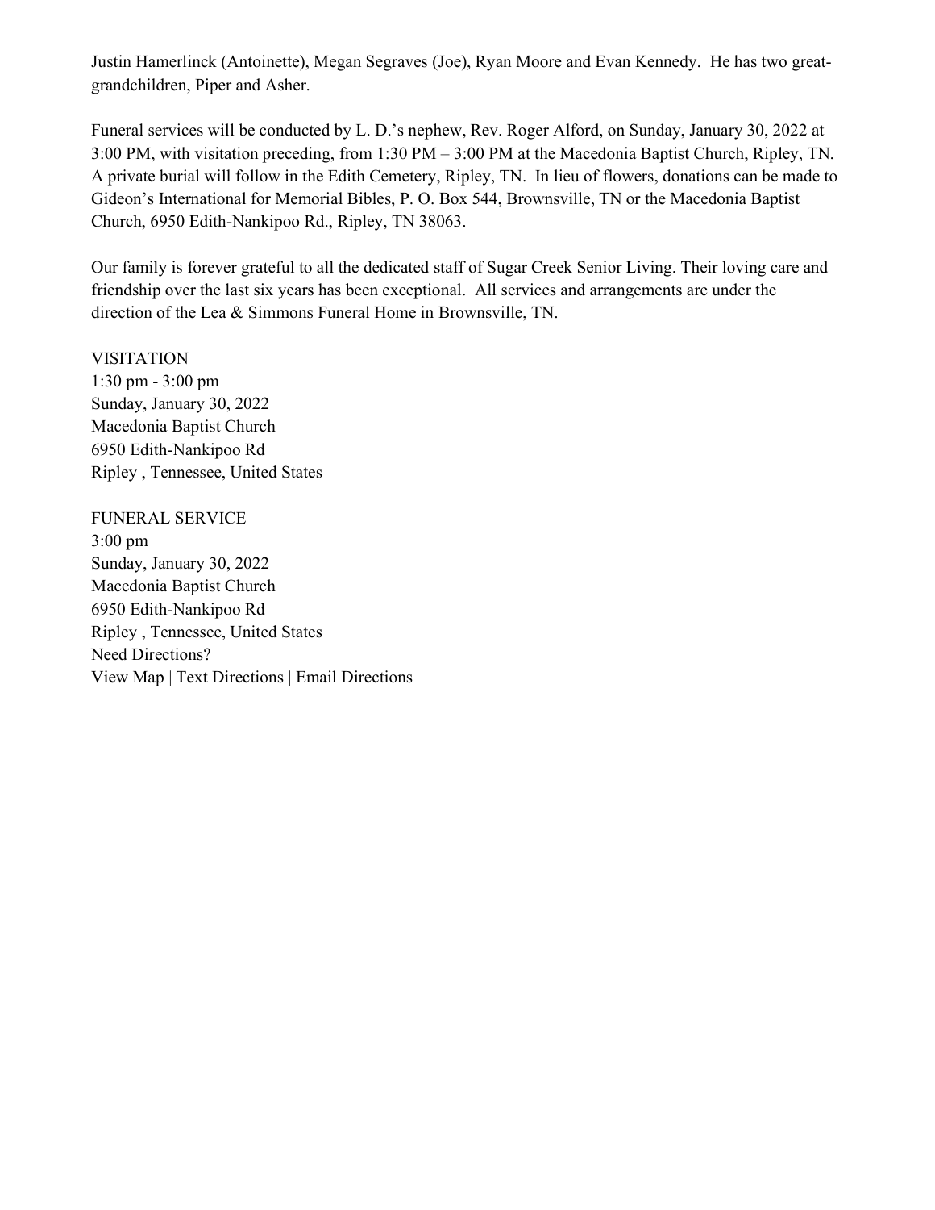Justin Hamerlinck (Antoinette), Megan Segraves (Joe), Ryan Moore and Evan Kennedy. He has two great-grandchildren, Piper and Asher.

Funeral services will be conducted by L. D.'s nephew, Rev. Roger Alford, on Sunday, January 30, 2022 at 3:00 PM, with visitation preceding, from 1:30 PM – 3:00 PM at the Macedonia Baptist Church, Ripley, TN. A private burial will follow in the Edith Cemetery, Ripley, TN. In lieu of flowers, donations can be made to Gideon's International for Memorial Bibles, P. O. Box 544, Brownsville, TN or the Macedonia Baptist Church, 6950 Edith-Nankipoo Rd., Ripley, TN 38063.

Our family is forever grateful to all the dedicated staff of Sugar Creek Senior Living. Their loving care and friendship over the last six years has been exceptional. All services and arrangements are under the direction of the Lea & Simmons Funeral Home in Brownsville, TN.

VISITATION
1:30 pm - 3:00 pm
Sunday, January 30, 2022
Macedonia Baptist Church
6950 Edith-Nankipoo Rd
Ripley , Tennessee, United States

FUNERAL SERVICE
3:00 pm
Sunday, January 30, 2022
Macedonia Baptist Church
6950 Edith-Nankipoo Rd
Ripley , Tennessee, United States
Need Directions?
View Map | Text Directions | Email Directions